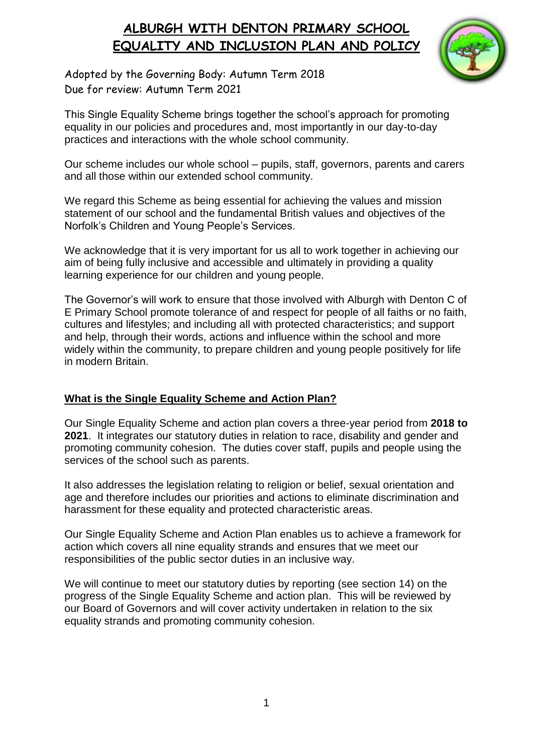# ALBURGH WITH DENTON PRIMARY SCHOOL EQUALITY AND INCLUSION PLAN AND POLICY

Adopted by the Governing Body: Autumn Term 2018
Due for review: Autumn Term 2021

This Single Equality Scheme brings together the school's approach for promoting equality in our policies and procedures and, most importantly in our day-to-day practices and interactions with the whole school community.

Our scheme includes our whole school – pupils, staff, governors, parents and carers and all those within our extended school community.

We regard this Scheme as being essential for achieving the values and mission statement of our school and the fundamental British values and objectives of the Norfolk's Children and Young People's Services.

We acknowledge that it is very important for us all to work together in achieving our aim of being fully inclusive and accessible and ultimately in providing a quality learning experience for our children and young people.

The Governor's will work to ensure that those involved with Alburgh with Denton C of E Primary School promote tolerance of and respect for people of all faiths or no faith, cultures and lifestyles; and including all with protected characteristics; and support and help, through their words, actions and influence within the school and more widely within the community, to prepare children and young people positively for life in modern Britain.

## What is the Single Equality Scheme and Action Plan?

Our Single Equality Scheme and action plan covers a three-year period from **2018 to 2021**. It integrates our statutory duties in relation to race, disability and gender and promoting community cohesion. The duties cover staff, pupils and people using the services of the school such as parents.

It also addresses the legislation relating to religion or belief, sexual orientation and age and therefore includes our priorities and actions to eliminate discrimination and harassment for these equality and protected characteristic areas.

Our Single Equality Scheme and Action Plan enables us to achieve a framework for action which covers all nine equality strands and ensures that we meet our responsibilities of the public sector duties in an inclusive way.

We will continue to meet our statutory duties by reporting (see section 14) on the progress of the Single Equality Scheme and action plan. This will be reviewed by our Board of Governors and will cover activity undertaken in relation to the six equality strands and promoting community cohesion.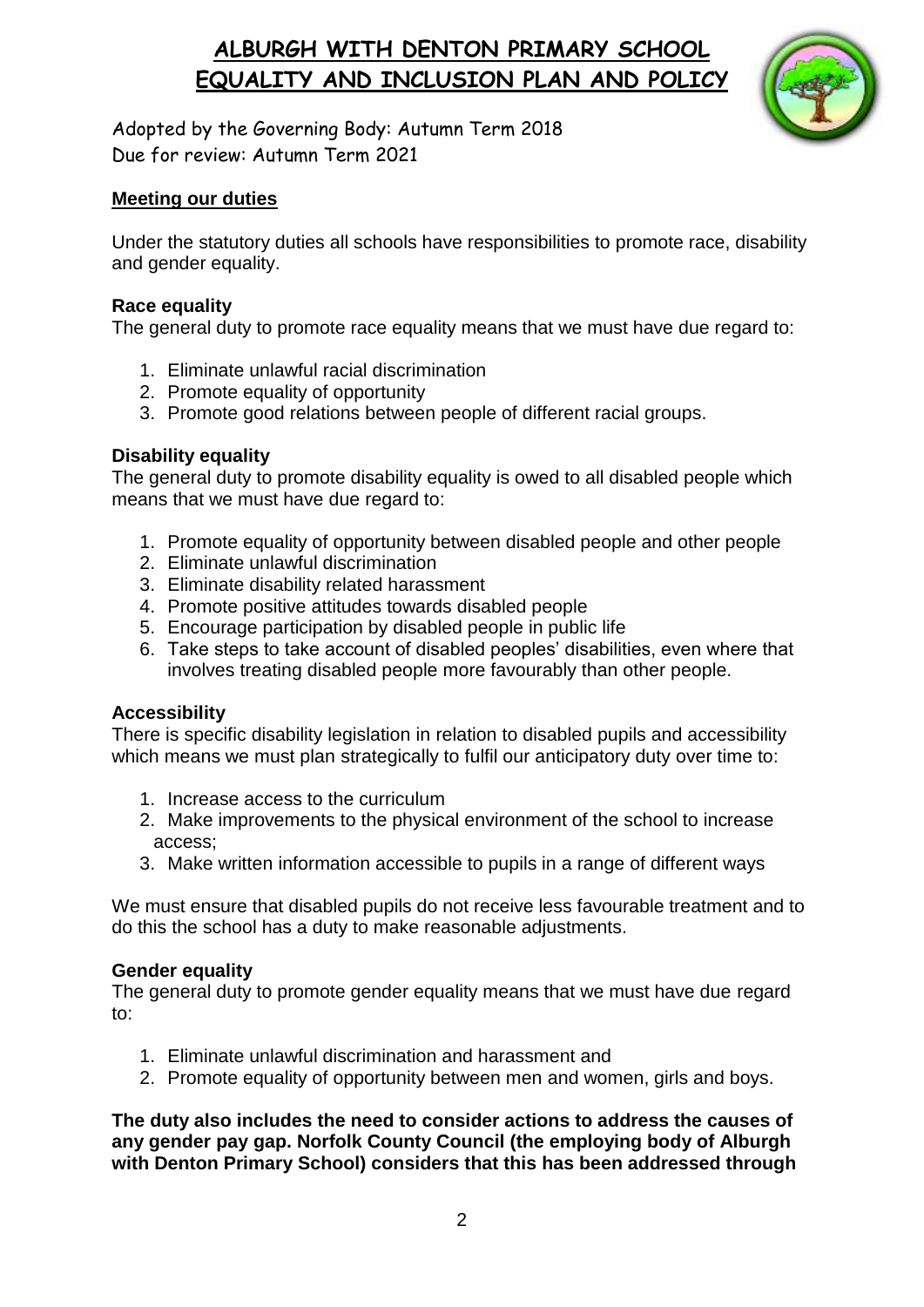# ALBURGH WITH DENTON PRIMARY SCHOOL
# EQUALITY AND INCLUSION PLAN AND POLICY

Adopted by the Governing Body: Autumn Term 2018
Due for review: Autumn Term 2021

## Meeting our duties

Under the statutory duties all schools have responsibilities to promote race, disability and gender equality.

### Race equality

The general duty to promote race equality means that we must have due regard to:

1. Eliminate unlawful racial discrimination
2. Promote equality of opportunity
3. Promote good relations between people of different racial groups.

### Disability equality

The general duty to promote disability equality is owed to all disabled people which means that we must have due regard to:

1. Promote equality of opportunity between disabled people and other people
2. Eliminate unlawful discrimination
3. Eliminate disability related harassment
4. Promote positive attitudes towards disabled people
5. Encourage participation by disabled people in public life
6. Take steps to take account of disabled peoples' disabilities, even where that involves treating disabled people more favourably than other people.

### Accessibility

There is specific disability legislation in relation to disabled pupils and accessibility which means we must plan strategically to fulfil our anticipatory duty over time to:

1. Increase access to the curriculum
2. Make improvements to the physical environment of the school to increase access;
3. Make written information accessible to pupils in a range of different ways

We must ensure that disabled pupils do not receive less favourable treatment and to do this the school has a duty to make reasonable adjustments.

### Gender equality

The general duty to promote gender equality means that we must have due regard to:

1. Eliminate unlawful discrimination and harassment and
2. Promote equality of opportunity between men and women, girls and boys.

**The duty also includes the need to consider actions to address the causes of any gender pay gap. Norfolk County Council (the employing body of Alburgh with Denton Primary School) considers that this has been addressed through**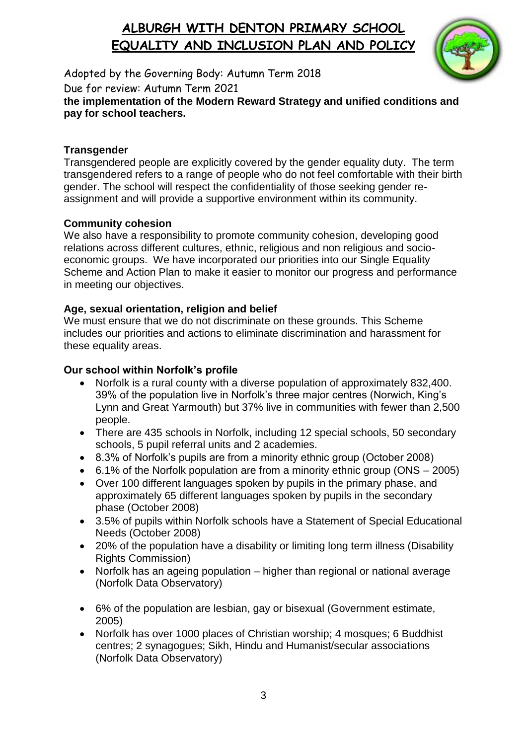the implementation of the Modern Reward Strategy and unified conditions and pay for school teachers.

**Transgender**

Transgendered people are explicitly covered by the gender equality duty. The term transgendered refers to a range of people who do not feel comfortable with their birth gender. The school will respect the confidentiality of those seeking gender re-assignment and will provide a supportive environment within its community.

**Community cohesion**

We also have a responsibility to promote community cohesion, developing good relations across different cultures, ethnic, religious and non religious and socio-economic groups. We have incorporated our priorities into our Single Equality Scheme and Action Plan to make it easier to monitor our progress and performance in meeting our objectives.

**Age, sexual orientation, religion and belief**

We must ensure that we do not discriminate on these grounds. This Scheme includes our priorities and actions to eliminate discrimination and harassment for these equality areas.

**Our school within Norfolk's profile**

- Norfolk is a rural county with a diverse population of approximately 832,400. 39% of the population live in Norfolk's three major centres (Norwich, King's Lynn and Great Yarmouth) but 37% live in communities with fewer than 2,500 people.
- There are 435 schools in Norfolk, including 12 special schools, 50 secondary schools, 5 pupil referral units and 2 academies.
- 8.3% of Norfolk's pupils are from a minority ethnic group (October 2008)
- 6.1% of the Norfolk population are from a minority ethnic group (ONS – 2005)
- Over 100 different languages spoken by pupils in the primary phase, and approximately 65 different languages spoken by pupils in the secondary phase (October 2008)
- 3.5% of pupils within Norfolk schools have a Statement of Special Educational Needs (October 2008)
- 20% of the population have a disability or limiting long term illness (Disability Rights Commission)
- Norfolk has an ageing population – higher than regional or national average (Norfolk Data Observatory)
- 6% of the population are lesbian, gay or bisexual (Government estimate, 2005)
- Norfolk has over 1000 places of Christian worship; 4 mosques; 6 Buddhist centres; 2 synagogues; Sikh, Hindu and Humanist/secular associations (Norfolk Data Observatory)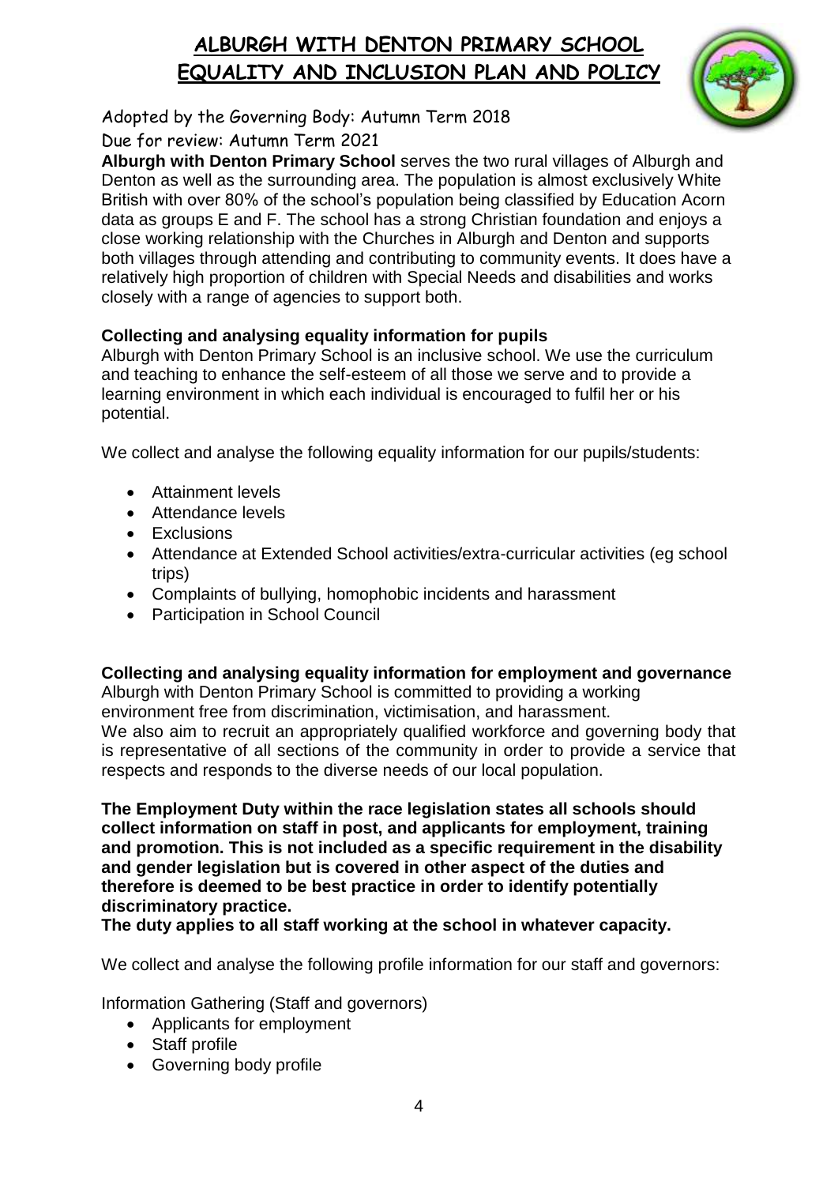# ALBURGH WITH DENTON PRIMARY SCHOOL EQUALITY AND INCLUSION PLAN AND POLICY

Adopted by the Governing Body: Autumn Term 2018

Due for review: Autumn Term 2021

**Alburgh with Denton Primary School** serves the two rural villages of Alburgh and Denton as well as the surrounding area. The population is almost exclusively White British with over 80% of the school's population being classified by Education Acorn data as groups E and F. The school has a strong Christian foundation and enjoys a close working relationship with the Churches in Alburgh and Denton and supports both villages through attending and contributing to community events. It does have a relatively high proportion of children with Special Needs and disabilities and works closely with a range of agencies to support both.

**Collecting and analysing equality information for pupils**

Alburgh with Denton Primary School is an inclusive school. We use the curriculum and teaching to enhance the self-esteem of all those we serve and to provide a learning environment in which each individual is encouraged to fulfil her or his potential.

We collect and analyse the following equality information for our pupils/students:

- Attainment levels
- Attendance levels
- Exclusions
- Attendance at Extended School activities/extra-curricular activities (eg school trips)
- Complaints of bullying, homophobic incidents and harassment
- Participation in School Council

**Collecting and analysing equality information for employment and governance**

Alburgh with Denton Primary School is committed to providing a working environment free from discrimination, victimisation, and harassment.

We also aim to recruit an appropriately qualified workforce and governing body that is representative of all sections of the community in order to provide a service that respects and responds to the diverse needs of our local population.

**The Employment Duty within the race legislation states all schools should collect information on staff in post, and applicants for employment, training and promotion. This is not included as a specific requirement in the disability and gender legislation but is covered in other aspect of the duties and therefore is deemed to be best practice in order to identify potentially discriminatory practice.**

**The duty applies to all staff working at the school in whatever capacity.**

We collect and analyse the following profile information for our staff and governors:

Information Gathering (Staff and governors)

- Applicants for employment
- Staff profile
- Governing body profile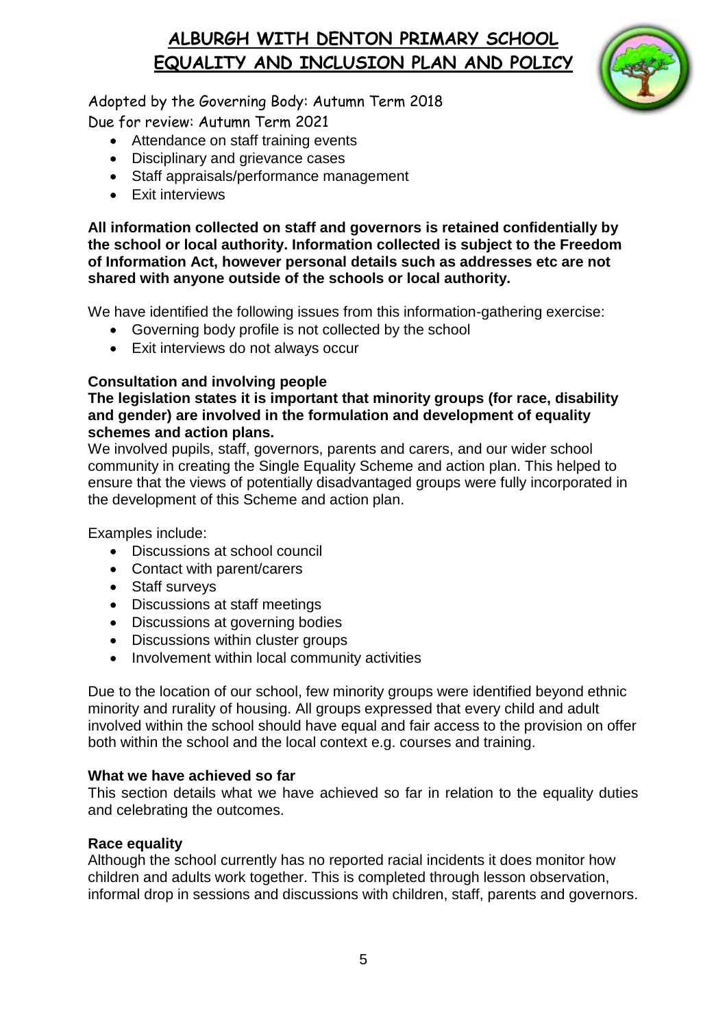- Attendance on staff training events
- Disciplinary and grievance cases
- Staff appraisals/performance management
- Exit interviews

**All information collected on staff and governors is retained confidentially by the school or local authority. Information collected is subject to the Freedom of Information Act, however personal details such as addresses etc are not shared with anyone outside of the schools or local authority.**

We have identified the following issues from this information-gathering exercise:

- Governing body profile is not collected by the school
- Exit interviews do not always occur

**Consultation and involving people**

**The legislation states it is important that minority groups (for race, disability and gender) are involved in the formulation and development of equality schemes and action plans.**

We involved pupils, staff, governors, parents and carers, and our wider school community in creating the Single Equality Scheme and action plan. This helped to ensure that the views of potentially disadvantaged groups were fully incorporated in the development of this Scheme and action plan.

Examples include:

- Discussions at school council
- Contact with parent/carers
- Staff surveys
- Discussions at staff meetings
- Discussions at governing bodies
- Discussions within cluster groups
- Involvement within local community activities

Due to the location of our school, few minority groups were identified beyond ethnic minority and rurality of housing. All groups expressed that every child and adult involved within the school should have equal and fair access to the provision on offer both within the school and the local context e.g. courses and training.

**What we have achieved so far**

This section details what we have achieved so far in relation to the equality duties and celebrating the outcomes.

**Race equality**

Although the school currently has no reported racial incidents it does monitor how children and adults work together. This is completed through lesson observation, informal drop in sessions and discussions with children, staff, parents and governors.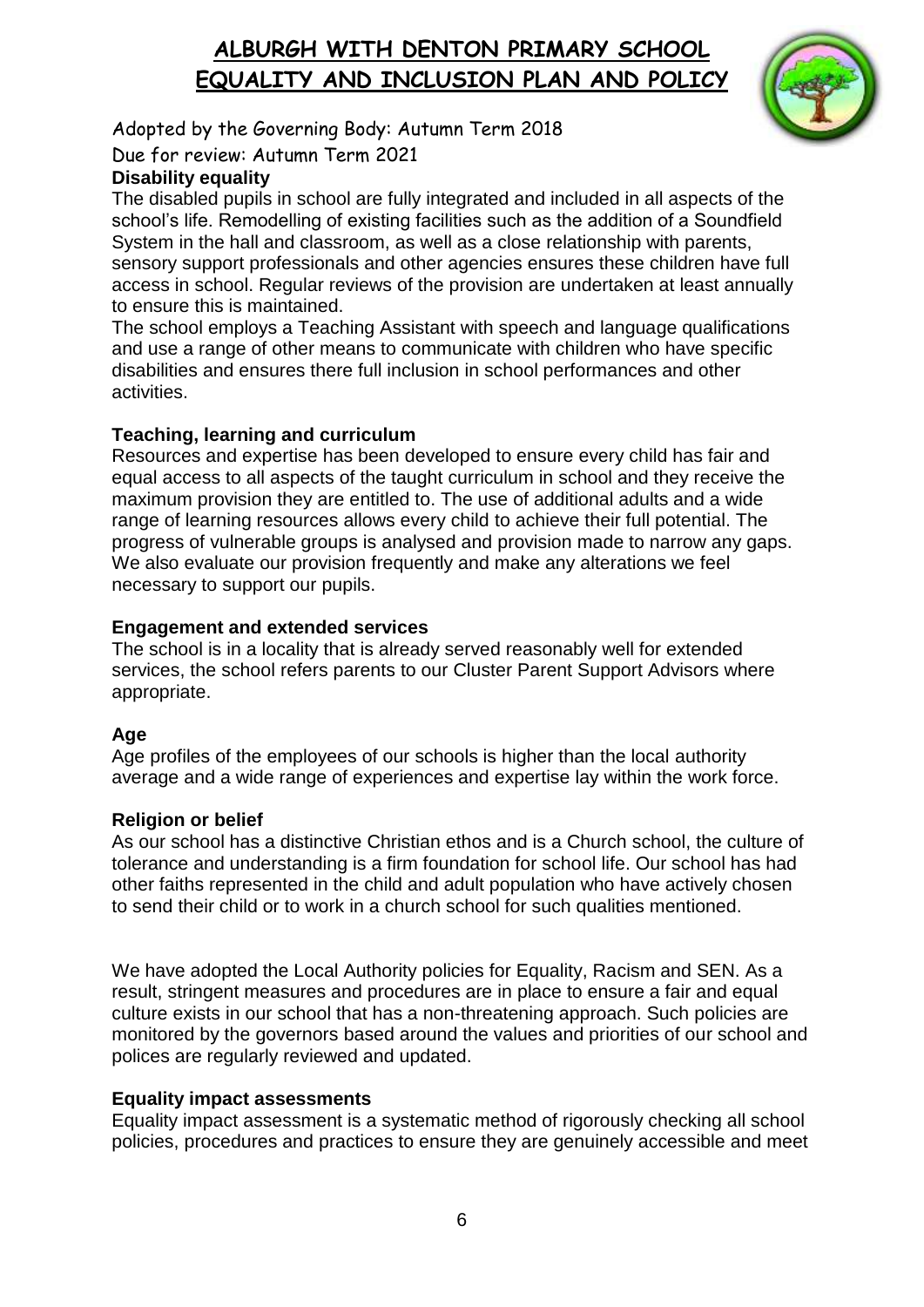# ALBURGH WITH DENTON PRIMARY SCHOOL EQUALITY AND INCLUSION PLAN AND POLICY

Adopted by the Governing Body: Autumn Term 2018

Due for review: Autumn Term 2021

**Disability equality**

The disabled pupils in school are fully integrated and included in all aspects of the school's life. Remodelling of existing facilities such as the addition of a Soundfield System in the hall and classroom, as well as a close relationship with parents, sensory support professionals and other agencies ensures these children have full access in school. Regular reviews of the provision are undertaken at least annually to ensure this is maintained.

The school employs a Teaching Assistant with speech and language qualifications and use a range of other means to communicate with children who have specific disabilities and ensures there full inclusion in school performances and other activities.

**Teaching, learning and curriculum**

Resources and expertise has been developed to ensure every child has fair and equal access to all aspects of the taught curriculum in school and they receive the maximum provision they are entitled to. The use of additional adults and a wide range of learning resources allows every child to achieve their full potential. The progress of vulnerable groups is analysed and provision made to narrow any gaps. We also evaluate our provision frequently and make any alterations we feel necessary to support our pupils.

**Engagement and extended services**

The school is in a locality that is already served reasonably well for extended services, the school refers parents to our Cluster Parent Support Advisors where appropriate.

**Age**

Age profiles of the employees of our schools is higher than the local authority average and a wide range of experiences and expertise lay within the work force.

**Religion or belief**

As our school has a distinctive Christian ethos and is a Church school, the culture of tolerance and understanding is a firm foundation for school life. Our school has had other faiths represented in the child and adult population who have actively chosen to send their child or to work in a church school for such qualities mentioned.

We have adopted the Local Authority policies for Equality, Racism and SEN. As a result, stringent measures and procedures are in place to ensure a fair and equal culture exists in our school that has a non-threatening approach. Such policies are monitored by the governors based around the values and priorities of our school and polices are regularly reviewed and updated.

**Equality impact assessments**

Equality impact assessment is a systematic method of rigorously checking all school policies, procedures and practices to ensure they are genuinely accessible and meet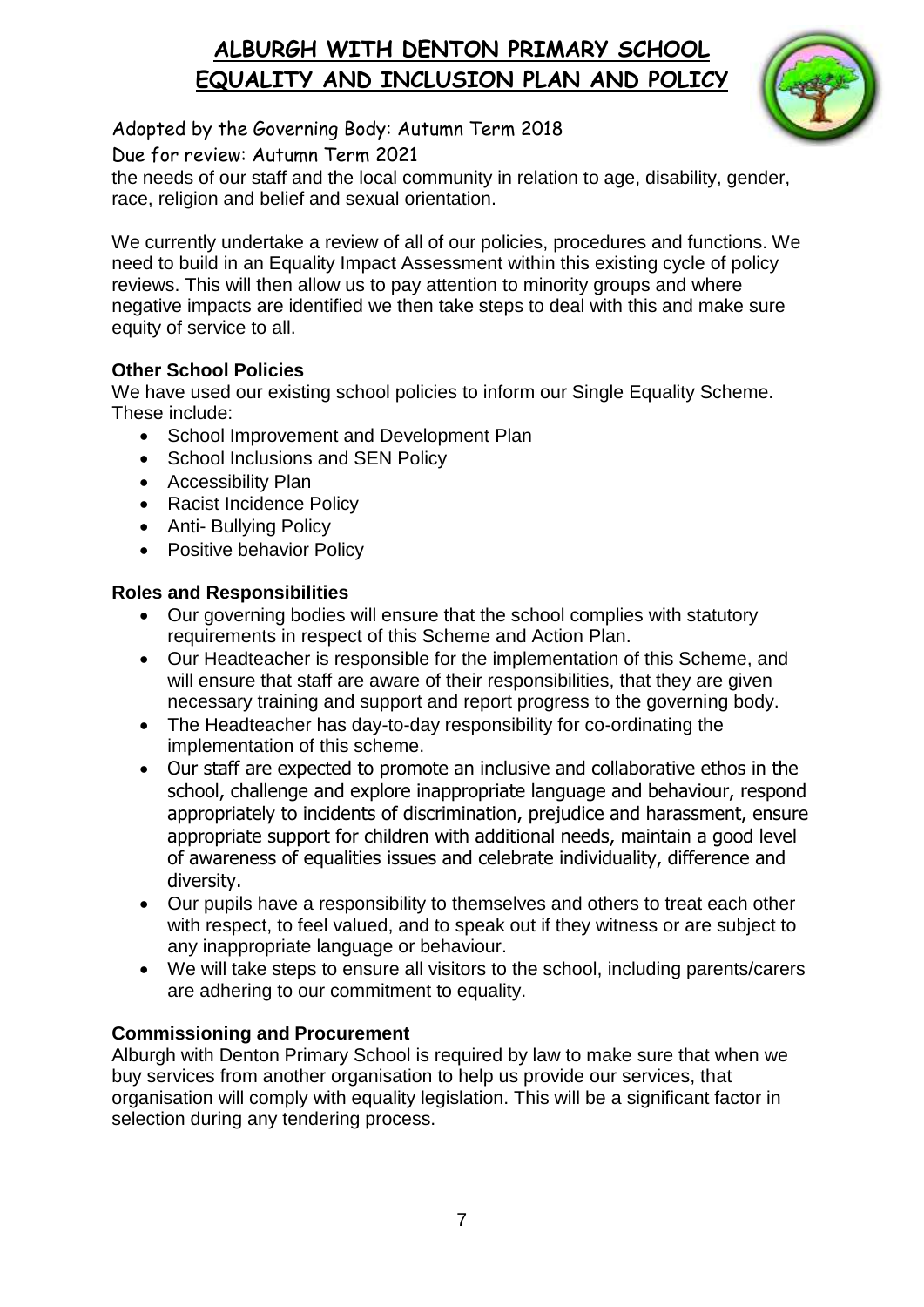the needs of our staff and the local community in relation to age, disability, gender, race, religion and belief and sexual orientation.

We currently undertake a review of all of our policies, procedures and functions. We need to build in an Equality Impact Assessment within this existing cycle of policy reviews. This will then allow us to pay attention to minority groups and where negative impacts are identified we then take steps to deal with this and make sure equity of service to all.

**Other School Policies**

We have used our existing school policies to inform our Single Equality Scheme. These include:

- School Improvement and Development Plan
- School Inclusions and SEN Policy
- Accessibility Plan
- Racist Incidence Policy
- Anti- Bullying Policy
- Positive behavior Policy

**Roles and Responsibilities**

- Our governing bodies will ensure that the school complies with statutory requirements in respect of this Scheme and Action Plan.
- Our Headteacher is responsible for the implementation of this Scheme, and will ensure that staff are aware of their responsibilities, that they are given necessary training and support and report progress to the governing body.
- The Headteacher has day-to-day responsibility for co-ordinating the implementation of this scheme.
- Our staff are expected to promote an inclusive and collaborative ethos in the school, challenge and explore inappropriate language and behaviour, respond appropriately to incidents of discrimination, prejudice and harassment, ensure appropriate support for children with additional needs, maintain a good level of awareness of equalities issues and celebrate individuality, difference and diversity.
- Our pupils have a responsibility to themselves and others to treat each other with respect, to feel valued, and to speak out if they witness or are subject to any inappropriate language or behaviour.
- We will take steps to ensure all visitors to the school, including parents/carers are adhering to our commitment to equality.

**Commissioning and Procurement**

Alburgh with Denton Primary School is required by law to make sure that when we buy services from another organisation to help us provide our services, that organisation will comply with equality legislation. This will be a significant factor in selection during any tendering process.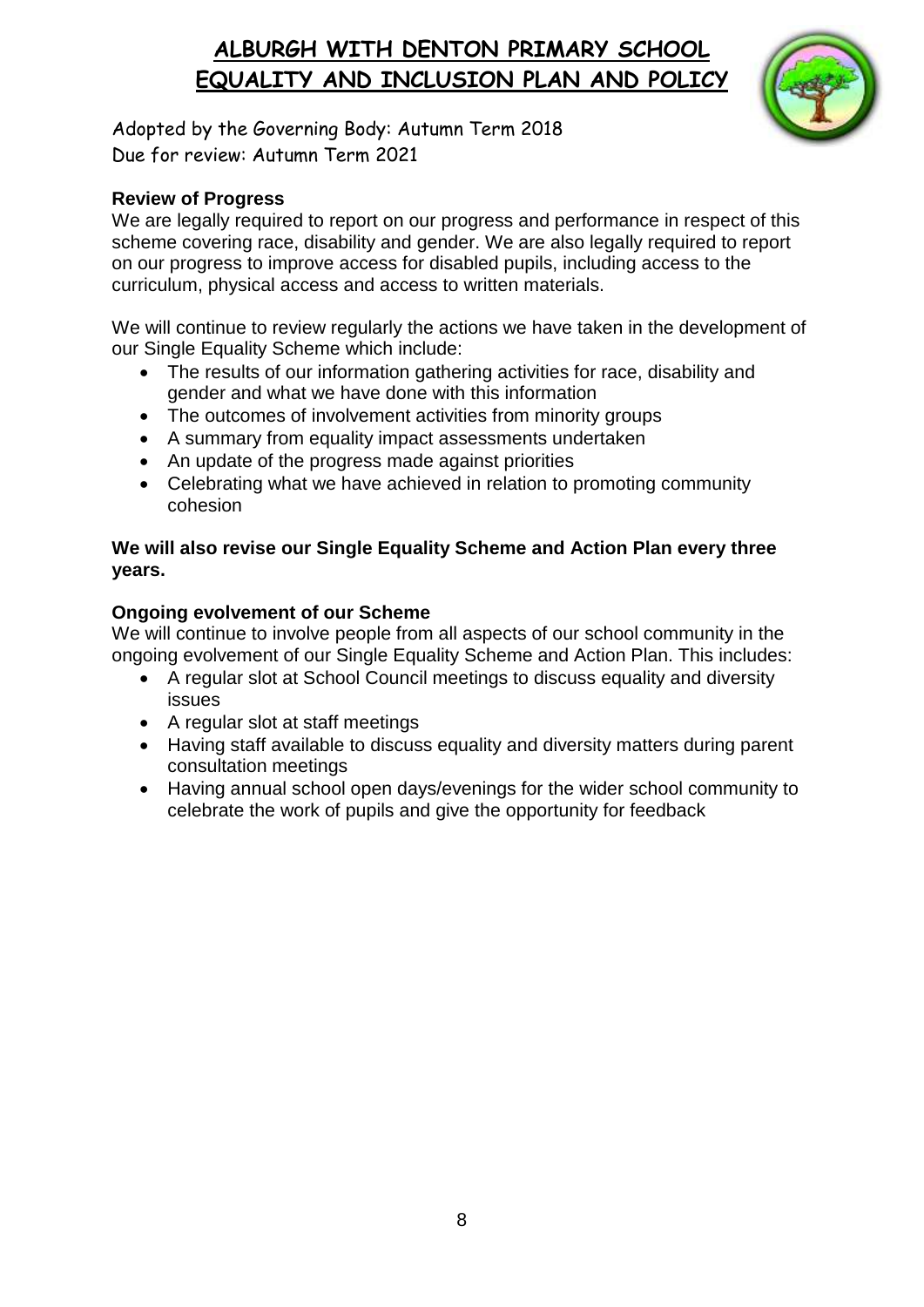# ALBURGH WITH DENTON PRIMARY SCHOOL
# EQUALITY AND INCLUSION PLAN AND POLICY

Adopted by the Governing Body: Autumn Term 2018
Due for review: Autumn Term 2021

**Review of Progress**
We are legally required to report on our progress and performance in respect of this scheme covering race, disability and gender. We are also legally required to report on our progress to improve access for disabled pupils, including access to the curriculum, physical access and access to written materials.

We will continue to review regularly the actions we have taken in the development of our Single Equality Scheme which include:

- The results of our information gathering activities for race, disability and gender and what we have done with this information
- The outcomes of involvement activities from minority groups
- A summary from equality impact assessments undertaken
- An update of the progress made against priorities
- Celebrating what we have achieved in relation to promoting community cohesion

**We will also revise our Single Equality Scheme and Action Plan every three years.**

**Ongoing evolvement of our Scheme**
We will continue to involve people from all aspects of our school community in the ongoing evolvement of our Single Equality Scheme and Action Plan. This includes:

- A regular slot at School Council meetings to discuss equality and diversity issues
- A regular slot at staff meetings
- Having staff available to discuss equality and diversity matters during parent consultation meetings
- Having annual school open days/evenings for the wider school community to celebrate the work of pupils and give the opportunity for feedback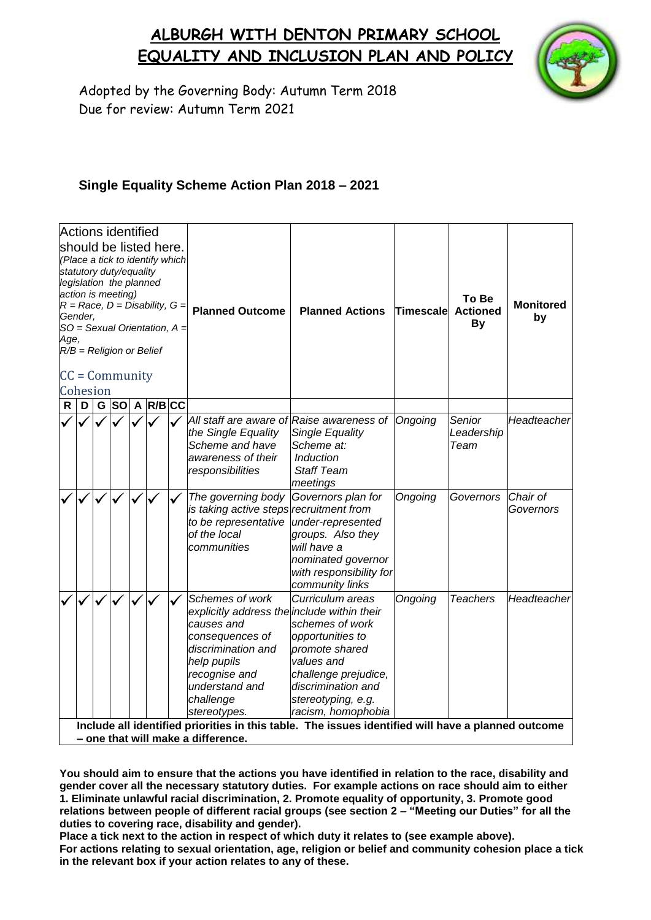# ALBURGH WITH DENTON PRIMARY SCHOOL
# EQUALITY AND INCLUSION PLAN AND POLICY

Adopted by the Governing Body: Autumn Term 2018
Due for review: Autumn Term 2021

## Single Equality Scheme Action Plan 2018 – 2021

| Actions identified should be listed here. *(Place a tick to identify which statutory duty/equality legislation the planned action is meeting) R = Race, D = Disability, G = Gender, SO = Sexual Orientation, A = Age, R/B = Religion or Belief* CC = Community Cohesion | | | | | | | Planned Outcome | Planned Actions | Timescale | To Be Actioned By | Monitored by |
|---|---|---|---|---|---|---|---|---|---|---|---|
| R | D | G | SO | A | R/B | CC | | | | | |
| ✓ | ✓ | ✓ | ✓ | ✓ | ✓ | ✓ | *All staff are aware of the Single Equality Scheme and have awareness of their responsibilities* | *Raise awareness of Single Equality Scheme at: Induction Staff Team meetings* | *Ongoing* | *Senior Leadership Team* | *Headteacher* |
| ✓ | ✓ | ✓ | ✓ | ✓ | ✓ | ✓ | *The governing body is taking active steps to be representative of the local communities* | *Governors plan for recruitment from under-represented groups. Also they will have a nominated governor with responsibility for community links* | *Ongoing* | *Governors* | *Chair of Governors* |
| ✓ | ✓ | ✓ | ✓ | ✓ | ✓ | ✓ | *Schemes of work explicitly address the causes and consequences of discrimination and help pupils recognise and understand and challenge stereotypes.* | *Curriculum areas include within their schemes of work opportunities to promote shared values and challenge prejudice, discrimination and stereotyping, e.g. racism, homophobia* | *Ongoing* | *Teachers* | *Headteacher* |
| **Include all identified priorities in this table. The issues identified will have a planned outcome – one that will make a difference.** | | | | | | | | | | | |

**You should aim to ensure that the actions you have identified in relation to the race, disability and gender cover all the necessary statutory duties. For example actions on race should aim to either 1. Eliminate unlawful racial discrimination, 2. Promote equality of opportunity, 3. Promote good relations between people of different racial groups (see section 2 – "Meeting our Duties" for all the duties to covering race, disability and gender).**

**Place a tick next to the action in respect of which duty it relates to (see example above).**

**For actions relating to sexual orientation, age, religion or belief and community cohesion place a tick in the relevant box if your action relates to any of these.**